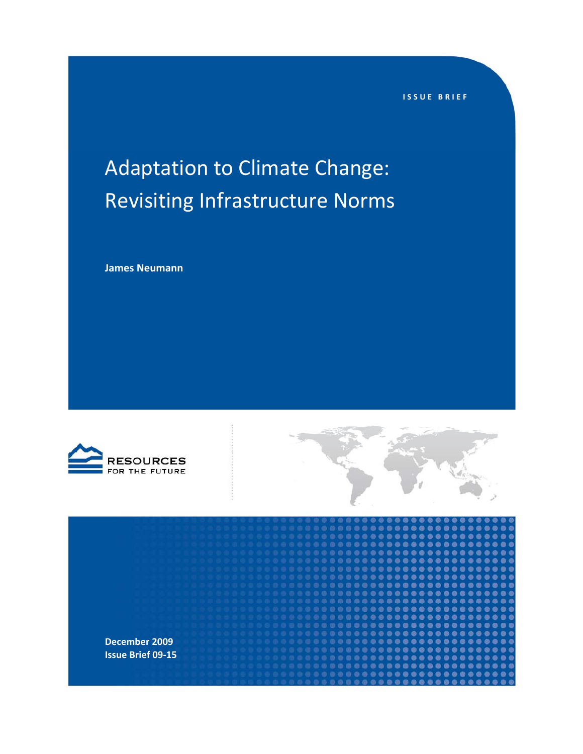ISSUE BRIEF

# Adaptation to Climate Change: Revisiting Infrastructure Norms

**James Neumann**

RESOURCES FOR THE FUTURE

**December 2009**
**Issue Brief 09-15**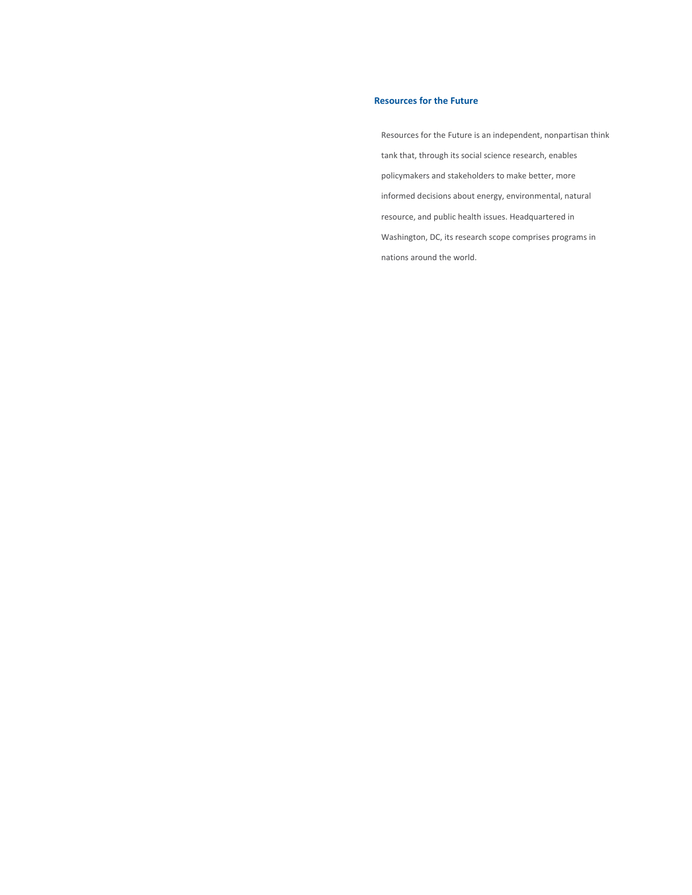## Resources for the Future

Resources for the Future is an independent, nonpartisan think tank that, through its social science research, enables policymakers and stakeholders to make better, more informed decisions about energy, environmental, natural resource, and public health issues. Headquartered in Washington, DC, its research scope comprises programs in nations around the world.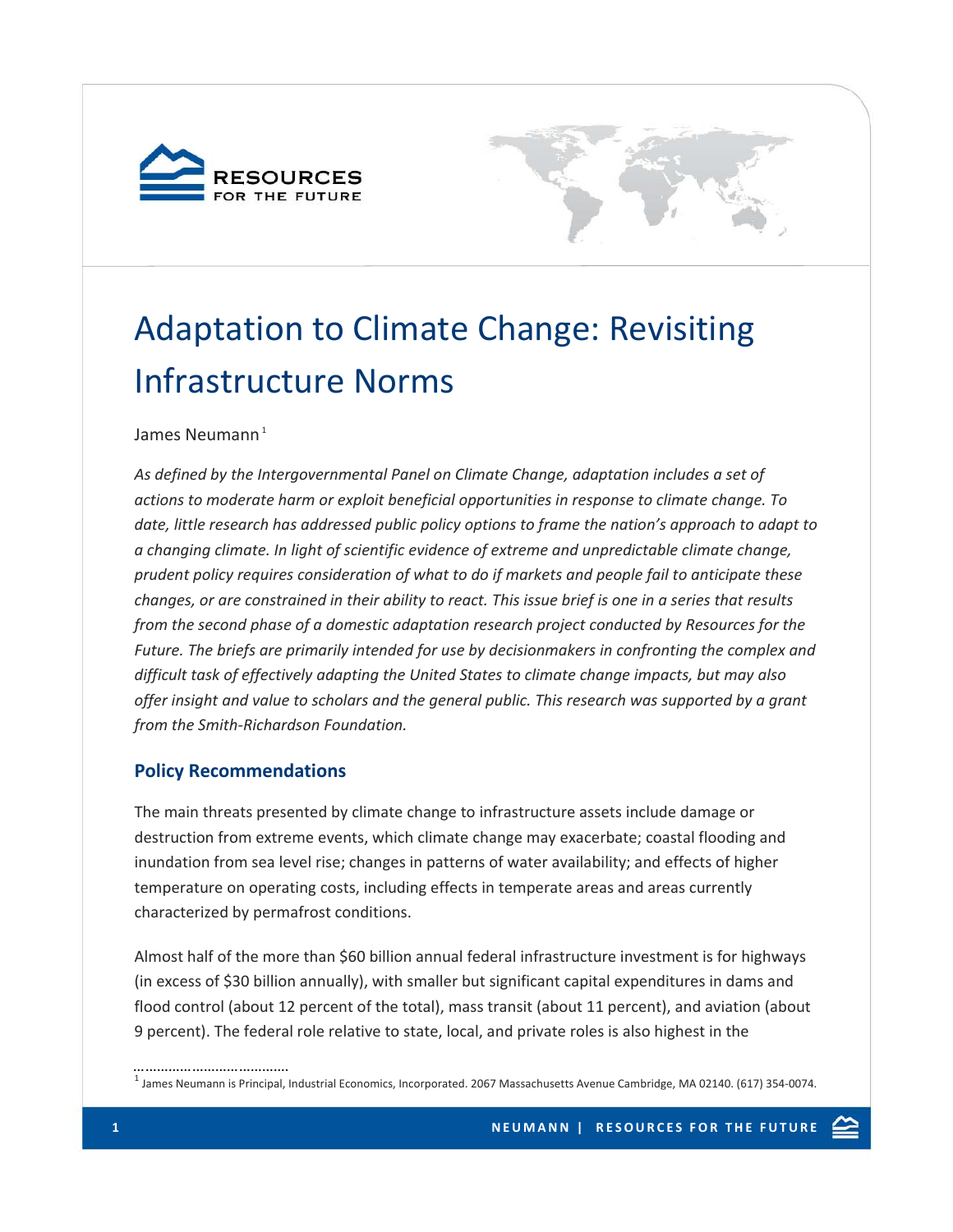# Adaptation to Climate Change: Revisiting Infrastructure Norms

James Neumann[1]

*As defined by the Intergovernmental Panel on Climate Change, adaptation includes a set of actions to moderate harm or exploit beneficial opportunities in response to climate change. To date, little research has addressed public policy options to frame the nation's approach to adapt to a changing climate. In light of scientific evidence of extreme and unpredictable climate change, prudent policy requires consideration of what to do if markets and people fail to anticipate these changes, or are constrained in their ability to react. This issue brief is one in a series that results from the second phase of a domestic adaptation research project conducted by Resources for the Future. The briefs are primarily intended for use by decisionmakers in confronting the complex and difficult task of effectively adapting the United States to climate change impacts, but may also offer insight and value to scholars and the general public. This research was supported by a grant from the Smith-Richardson Foundation.*

## Policy Recommendations

The main threats presented by climate change to infrastructure assets include damage or destruction from extreme events, which climate change may exacerbate; coastal flooding and inundation from sea level rise; changes in patterns of water availability; and effects of higher temperature on operating costs, including effects in temperate areas and areas currently characterized by permafrost conditions.

Almost half of the more than $60 billion annual federal infrastructure investment is for highways (in excess of $30 billion annually), with smaller but significant capital expenditures in dams and flood control (about 12 percent of the total), mass transit (about 11 percent), and aviation (about 9 percent). The federal role relative to state, local, and private roles is also highest in the

[1] James Neumann is Principal, Industrial Economics, Incorporated. 2067 Massachusetts Avenue Cambridge, MA 02140. (617) 354-0074.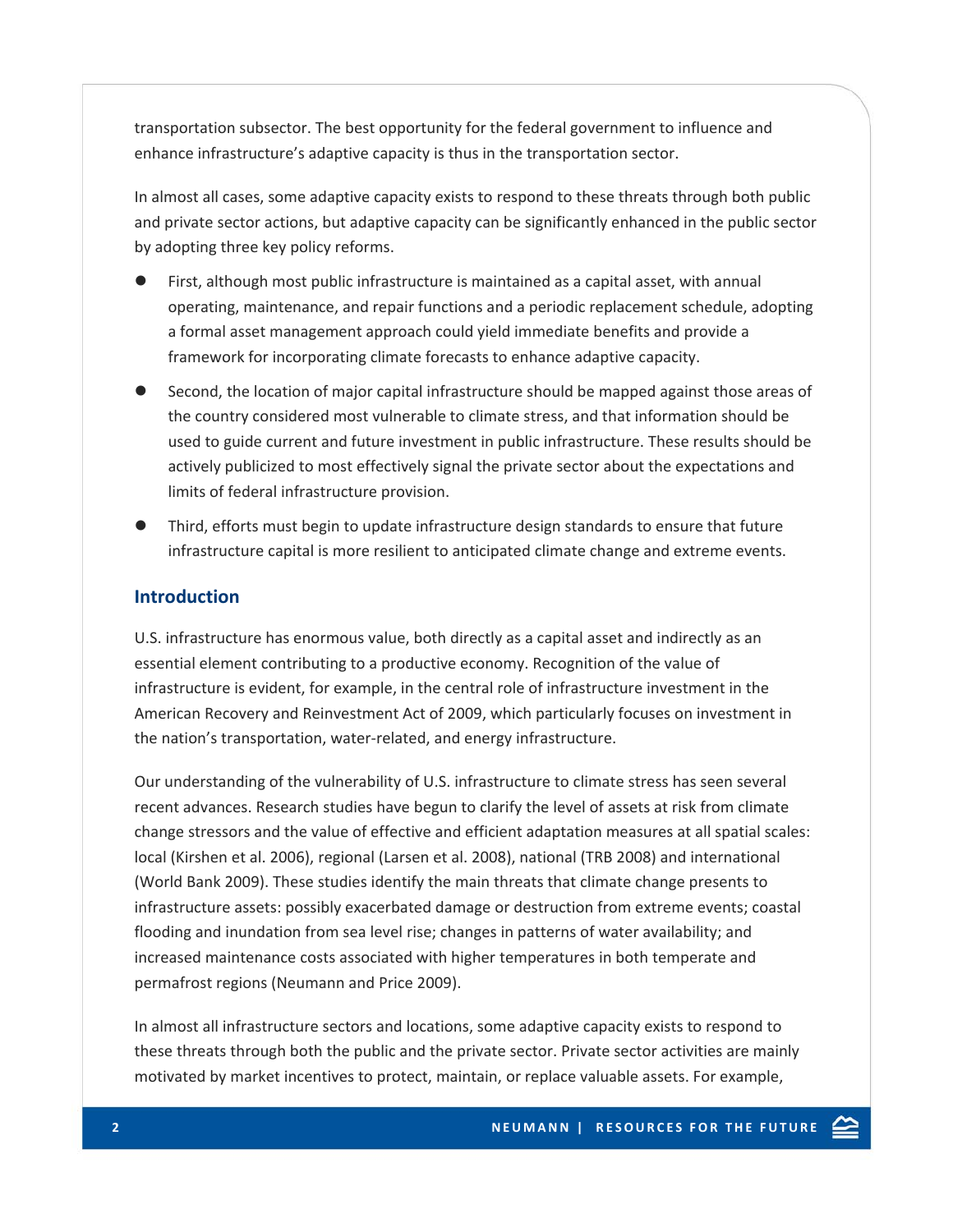transportation subsector. The best opportunity for the federal government to influence and enhance infrastructure's adaptive capacity is thus in the transportation sector.

In almost all cases, some adaptive capacity exists to respond to these threats through both public and private sector actions, but adaptive capacity can be significantly enhanced in the public sector by adopting three key policy reforms.

- First, although most public infrastructure is maintained as a capital asset, with annual operating, maintenance, and repair functions and a periodic replacement schedule, adopting a formal asset management approach could yield immediate benefits and provide a framework for incorporating climate forecasts to enhance adaptive capacity.
- Second, the location of major capital infrastructure should be mapped against those areas of the country considered most vulnerable to climate stress, and that information should be used to guide current and future investment in public infrastructure. These results should be actively publicized to most effectively signal the private sector about the expectations and limits of federal infrastructure provision.
- Third, efforts must begin to update infrastructure design standards to ensure that future infrastructure capital is more resilient to anticipated climate change and extreme events.

## Introduction

U.S. infrastructure has enormous value, both directly as a capital asset and indirectly as an essential element contributing to a productive economy. Recognition of the value of infrastructure is evident, for example, in the central role of infrastructure investment in the American Recovery and Reinvestment Act of 2009, which particularly focuses on investment in the nation's transportation, water-related, and energy infrastructure.

Our understanding of the vulnerability of U.S. infrastructure to climate stress has seen several recent advances. Research studies have begun to clarify the level of assets at risk from climate change stressors and the value of effective and efficient adaptation measures at all spatial scales: local (Kirshen et al. 2006), regional (Larsen et al. 2008), national (TRB 2008) and international (World Bank 2009). These studies identify the main threats that climate change presents to infrastructure assets: possibly exacerbated damage or destruction from extreme events; coastal flooding and inundation from sea level rise; changes in patterns of water availability; and increased maintenance costs associated with higher temperatures in both temperate and permafrost regions (Neumann and Price 2009).

In almost all infrastructure sectors and locations, some adaptive capacity exists to respond to these threats through both the public and the private sector. Private sector activities are mainly motivated by market incentives to protect, maintain, or replace valuable assets. For example,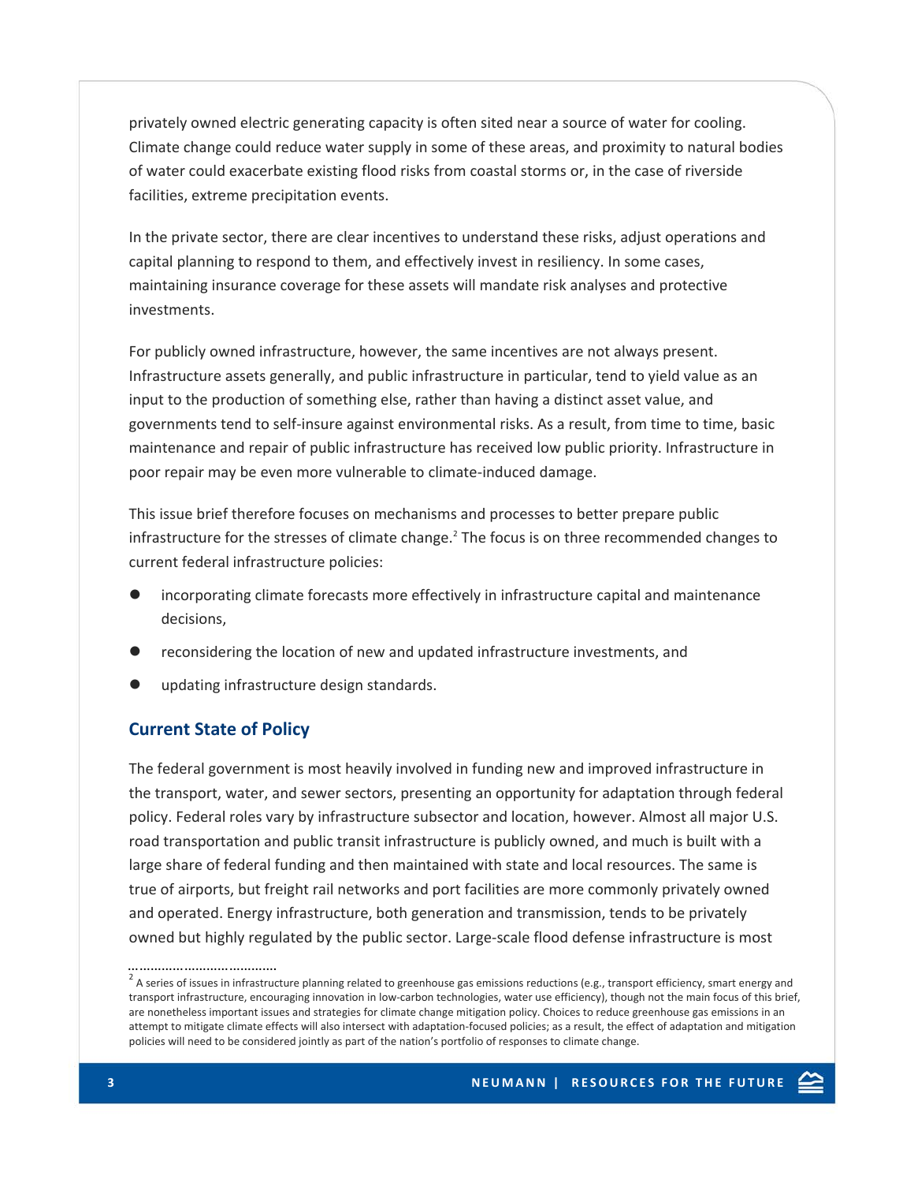privately owned electric generating capacity is often sited near a source of water for cooling. Climate change could reduce water supply in some of these areas, and proximity to natural bodies of water could exacerbate existing flood risks from coastal storms or, in the case of riverside facilities, extreme precipitation events.

In the private sector, there are clear incentives to understand these risks, adjust operations and capital planning to respond to them, and effectively invest in resiliency. In some cases, maintaining insurance coverage for these assets will mandate risk analyses and protective investments.

For publicly owned infrastructure, however, the same incentives are not always present. Infrastructure assets generally, and public infrastructure in particular, tend to yield value as an input to the production of something else, rather than having a distinct asset value, and governments tend to self-insure against environmental risks. As a result, from time to time, basic maintenance and repair of public infrastructure has received low public priority. Infrastructure in poor repair may be even more vulnerable to climate-induced damage.

This issue brief therefore focuses on mechanisms and processes to better prepare public infrastructure for the stresses of climate change.[2] The focus is on three recommended changes to current federal infrastructure policies:

- incorporating climate forecasts more effectively in infrastructure capital and maintenance decisions,
- reconsidering the location of new and updated infrastructure investments, and
- updating infrastructure design standards.

## Current State of Policy

The federal government is most heavily involved in funding new and improved infrastructure in the transport, water, and sewer sectors, presenting an opportunity for adaptation through federal policy. Federal roles vary by infrastructure subsector and location, however. Almost all major U.S. road transportation and public transit infrastructure is publicly owned, and much is built with a large share of federal funding and then maintained with state and local resources. The same is true of airports, but freight rail networks and port facilities are more commonly privately owned and operated. Energy infrastructure, both generation and transmission, tends to be privately owned but highly regulated by the public sector. Large-scale flood defense infrastructure is most

[2] A series of issues in infrastructure planning related to greenhouse gas emissions reductions (e.g., transport efficiency, smart energy and transport infrastructure, encouraging innovation in low-carbon technologies, water use efficiency), though not the main focus of this brief, are nonetheless important issues and strategies for climate change mitigation policy. Choices to reduce greenhouse gas emissions in an attempt to mitigate climate effects will also intersect with adaptation-focused policies; as a result, the effect of adaptation and mitigation policies will need to be considered jointly as part of the nation's portfolio of responses to climate change.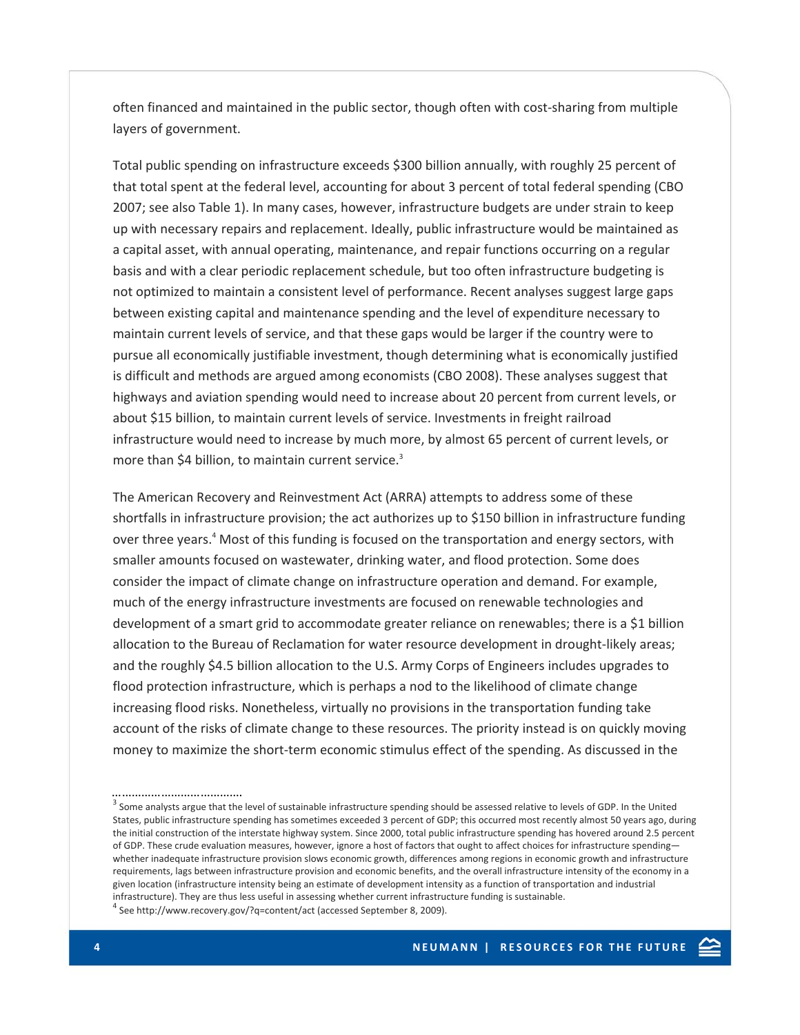often financed and maintained in the public sector, though often with cost-sharing from multiple layers of government.

Total public spending on infrastructure exceeds $300 billion annually, with roughly 25 percent of that total spent at the federal level, accounting for about 3 percent of total federal spending (CBO 2007; see also Table 1). In many cases, however, infrastructure budgets are under strain to keep up with necessary repairs and replacement. Ideally, public infrastructure would be maintained as a capital asset, with annual operating, maintenance, and repair functions occurring on a regular basis and with a clear periodic replacement schedule, but too often infrastructure budgeting is not optimized to maintain a consistent level of performance. Recent analyses suggest large gaps between existing capital and maintenance spending and the level of expenditure necessary to maintain current levels of service, and that these gaps would be larger if the country were to pursue all economically justifiable investment, though determining what is economically justified is difficult and methods are argued among economists (CBO 2008). These analyses suggest that highways and aviation spending would need to increase about 20 percent from current levels, or about $15 billion, to maintain current levels of service. Investments in freight railroad infrastructure would need to increase by much more, by almost 65 percent of current levels, or more than $4 billion, to maintain current service.[3]

The American Recovery and Reinvestment Act (ARRA) attempts to address some of these shortfalls in infrastructure provision; the act authorizes up to $150 billion in infrastructure funding over three years.[4] Most of this funding is focused on the transportation and energy sectors, with smaller amounts focused on wastewater, drinking water, and flood protection. Some does consider the impact of climate change on infrastructure operation and demand. For example, much of the energy infrastructure investments are focused on renewable technologies and development of a smart grid to accommodate greater reliance on renewables; there is a $1 billion allocation to the Bureau of Reclamation for water resource development in drought-likely areas; and the roughly $4.5 billion allocation to the U.S. Army Corps of Engineers includes upgrades to flood protection infrastructure, which is perhaps a nod to the likelihood of climate change increasing flood risks. Nonetheless, virtually no provisions in the transportation funding take account of the risks of climate change to these resources. The priority instead is on quickly moving money to maximize the short-term economic stimulus effect of the spending. As discussed in the

[3] Some analysts argue that the level of sustainable infrastructure spending should be assessed relative to levels of GDP. In the United States, public infrastructure spending has sometimes exceeded 3 percent of GDP; this occurred most recently almost 50 years ago, during the initial construction of the interstate highway system. Since 2000, total public infrastructure spending has hovered around 2.5 percent of GDP. These crude evaluation measures, however, ignore a host of factors that ought to affect choices for infrastructure spending—whether inadequate infrastructure provision slows economic growth, differences among regions in economic growth and infrastructure requirements, lags between infrastructure provision and economic benefits, and the overall infrastructure intensity of the economy in a given location (infrastructure intensity being an estimate of development intensity as a function of transportation and industrial infrastructure). They are thus less useful in assessing whether current infrastructure funding is sustainable.

[4] See http://www.recovery.gov/?q=content/act (accessed September 8, 2009).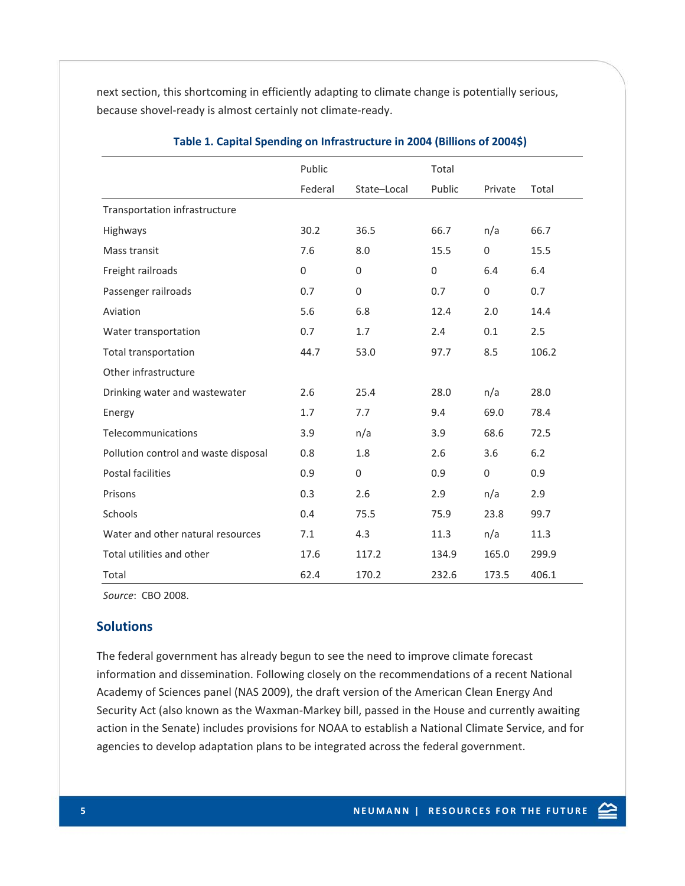next section, this shortcoming in efficiently adapting to climate change is potentially serious, because shovel-ready is almost certainly not climate-ready.

**Table 1. Capital Spending on Infrastructure in 2004 (Billions of 2004$)**

| | Public | | Total | | |
|---|---|---|---|---|---|
| | Federal | State–Local | Public | Private | Total |
| Transportation infrastructure | | | | | |
| Highways | 30.2 | 36.5 | 66.7 | n/a | 66.7 |
| Mass transit | 7.6 | 8.0 | 15.5 | 0 | 15.5 |
| Freight railroads | 0 | 0 | 0 | 6.4 | 6.4 |
| Passenger railroads | 0.7 | 0 | 0.7 | 0 | 0.7 |
| Aviation | 5.6 | 6.8 | 12.4 | 2.0 | 14.4 |
| Water transportation | 0.7 | 1.7 | 2.4 | 0.1 | 2.5 |
| Total transportation | 44.7 | 53.0 | 97.7 | 8.5 | 106.2 |
| Other infrastructure | | | | | |
| Drinking water and wastewater | 2.6 | 25.4 | 28.0 | n/a | 28.0 |
| Energy | 1.7 | 7.7 | 9.4 | 69.0 | 78.4 |
| Telecommunications | 3.9 | n/a | 3.9 | 68.6 | 72.5 |
| Pollution control and waste disposal | 0.8 | 1.8 | 2.6 | 3.6 | 6.2 |
| Postal facilities | 0.9 | 0 | 0.9 | 0 | 0.9 |
| Prisons | 0.3 | 2.6 | 2.9 | n/a | 2.9 |
| Schools | 0.4 | 75.5 | 75.9 | 23.8 | 99.7 |
| Water and other natural resources | 7.1 | 4.3 | 11.3 | n/a | 11.3 |
| Total utilities and other | 17.6 | 117.2 | 134.9 | 165.0 | 299.9 |
| Total | 62.4 | 170.2 | 232.6 | 173.5 | 406.1 |

*Source*: CBO 2008.

## Solutions

The federal government has already begun to see the need to improve climate forecast information and dissemination. Following closely on the recommendations of a recent National Academy of Sciences panel (NAS 2009), the draft version of the American Clean Energy And Security Act (also known as the Waxman-Markey bill, passed in the House and currently awaiting action in the Senate) includes provisions for NOAA to establish a National Climate Service, and for agencies to develop adaptation plans to be integrated across the federal government.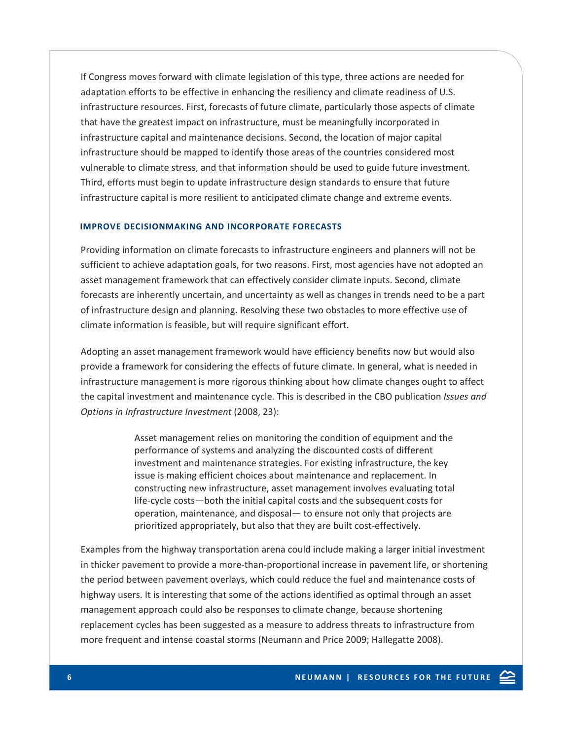If Congress moves forward with climate legislation of this type, three actions are needed for adaptation efforts to be effective in enhancing the resiliency and climate readiness of U.S. infrastructure resources. First, forecasts of future climate, particularly those aspects of climate that have the greatest impact on infrastructure, must be meaningfully incorporated in infrastructure capital and maintenance decisions. Second, the location of major capital infrastructure should be mapped to identify those areas of the countries considered most vulnerable to climate stress, and that information should be used to guide future investment. Third, efforts must begin to update infrastructure design standards to ensure that future infrastructure capital is more resilient to anticipated climate change and extreme events.

### IMPROVE DECISIONMAKING AND INCORPORATE FORECASTS

Providing information on climate forecasts to infrastructure engineers and planners will not be sufficient to achieve adaptation goals, for two reasons. First, most agencies have not adopted an asset management framework that can effectively consider climate inputs. Second, climate forecasts are inherently uncertain, and uncertainty as well as changes in trends need to be a part of infrastructure design and planning. Resolving these two obstacles to more effective use of climate information is feasible, but will require significant effort.

Adopting an asset management framework would have efficiency benefits now but would also provide a framework for considering the effects of future climate. In general, what is needed in infrastructure management is more rigorous thinking about how climate changes ought to affect the capital investment and maintenance cycle. This is described in the CBO publication *Issues and Options in Infrastructure Investment* (2008, 23):

> Asset management relies on monitoring the condition of equipment and the performance of systems and analyzing the discounted costs of different investment and maintenance strategies. For existing infrastructure, the key issue is making efficient choices about maintenance and replacement. In constructing new infrastructure, asset management involves evaluating total life-cycle costs—both the initial capital costs and the subsequent costs for operation, maintenance, and disposal— to ensure not only that projects are prioritized appropriately, but also that they are built cost-effectively.

Examples from the highway transportation arena could include making a larger initial investment in thicker pavement to provide a more-than-proportional increase in pavement life, or shortening the period between pavement overlays, which could reduce the fuel and maintenance costs of highway users. It is interesting that some of the actions identified as optimal through an asset management approach could also be responses to climate change, because shortening replacement cycles has been suggested as a measure to address threats to infrastructure from more frequent and intense coastal storms (Neumann and Price 2009; Hallegatte 2008).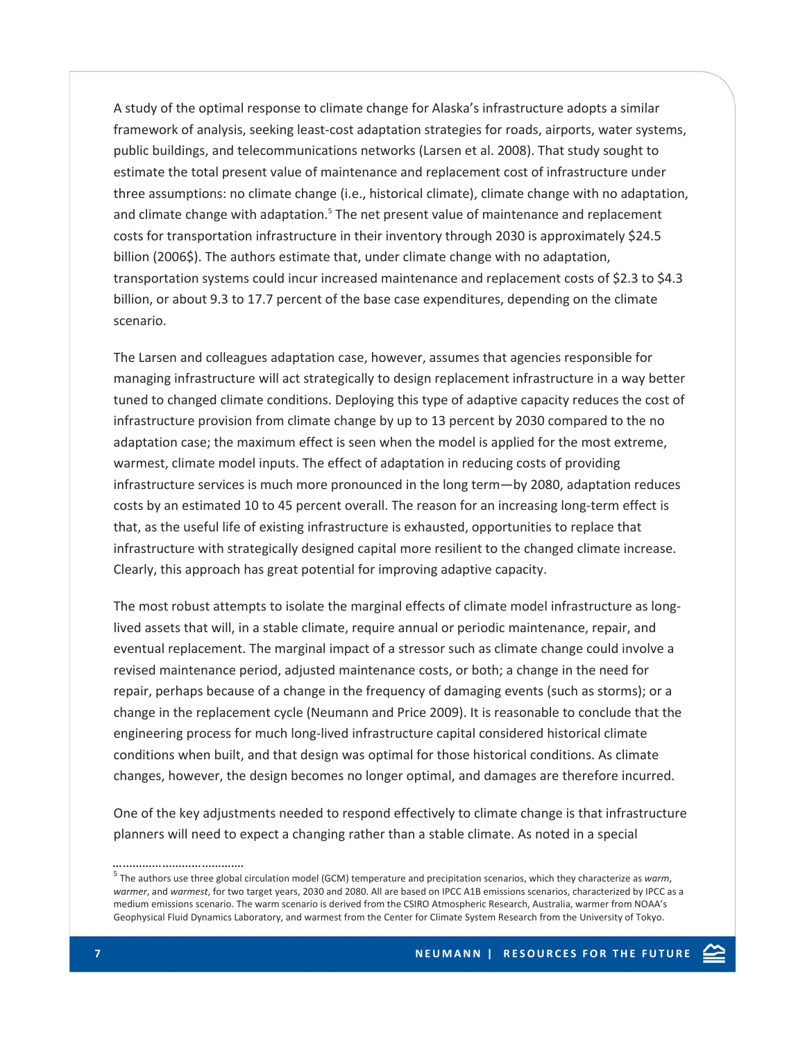A study of the optimal response to climate change for Alaska's infrastructure adopts a similar framework of analysis, seeking least-cost adaptation strategies for roads, airports, water systems, public buildings, and telecommunications networks (Larsen et al. 2008). That study sought to estimate the total present value of maintenance and replacement cost of infrastructure under three assumptions: no climate change (i.e., historical climate), climate change with no adaptation, and climate change with adaptation.[5] The net present value of maintenance and replacement costs for transportation infrastructure in their inventory through 2030 is approximately $24.5 billion (2006$). The authors estimate that, under climate change with no adaptation, transportation systems could incur increased maintenance and replacement costs of $2.3 to $4.3 billion, or about 9.3 to 17.7 percent of the base case expenditures, depending on the climate scenario.

The Larsen and colleagues adaptation case, however, assumes that agencies responsible for managing infrastructure will act strategically to design replacement infrastructure in a way better tuned to changed climate conditions. Deploying this type of adaptive capacity reduces the cost of infrastructure provision from climate change by up to 13 percent by 2030 compared to the no adaptation case; the maximum effect is seen when the model is applied for the most extreme, warmest, climate model inputs. The effect of adaptation in reducing costs of providing infrastructure services is much more pronounced in the long term—by 2080, adaptation reduces costs by an estimated 10 to 45 percent overall. The reason for an increasing long-term effect is that, as the useful life of existing infrastructure is exhausted, opportunities to replace that infrastructure with strategically designed capital more resilient to the changed climate increase. Clearly, this approach has great potential for improving adaptive capacity.

The most robust attempts to isolate the marginal effects of climate model infrastructure as long-lived assets that will, in a stable climate, require annual or periodic maintenance, repair, and eventual replacement. The marginal impact of a stressor such as climate change could involve a revised maintenance period, adjusted maintenance costs, or both; a change in the need for repair, perhaps because of a change in the frequency of damaging events (such as storms); or a change in the replacement cycle (Neumann and Price 2009). It is reasonable to conclude that the engineering process for much long-lived infrastructure capital considered historical climate conditions when built, and that design was optimal for those historical conditions. As climate changes, however, the design becomes no longer optimal, and damages are therefore incurred.

One of the key adjustments needed to respond effectively to climate change is that infrastructure planners will need to expect a changing rather than a stable climate. As noted in a special

---

[5] The authors use three global circulation model (GCM) temperature and precipitation scenarios, which they characterize as *warm*, *warmer*, and *warmest*, for two target years, 2030 and 2080. All are based on IPCC A1B emissions scenarios, characterized by IPCC as a medium emissions scenario. The warm scenario is derived from the CSIRO Atmospheric Research, Australia, warmer from NOAA's Geophysical Fluid Dynamics Laboratory, and warmest from the Center for Climate System Research from the University of Tokyo.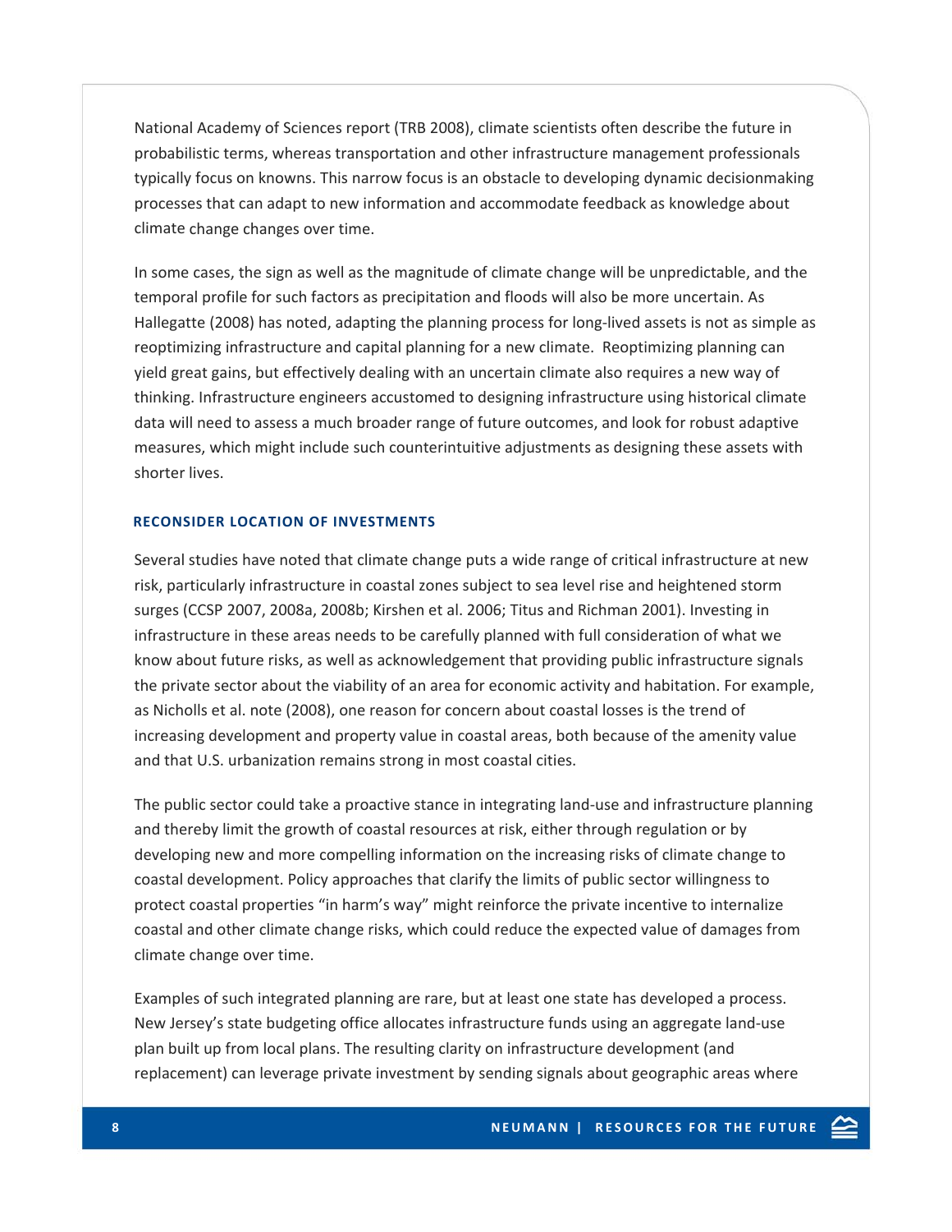National Academy of Sciences report (TRB 2008), climate scientists often describe the future in probabilistic terms, whereas transportation and other infrastructure management professionals typically focus on knowns. This narrow focus is an obstacle to developing dynamic decisionmaking processes that can adapt to new information and accommodate feedback as knowledge about climate change changes over time.

In some cases, the sign as well as the magnitude of climate change will be unpredictable, and the temporal profile for such factors as precipitation and floods will also be more uncertain. As Hallegatte (2008) has noted, adapting the planning process for long-lived assets is not as simple as reoptimizing infrastructure and capital planning for a new climate. Reoptimizing planning can yield great gains, but effectively dealing with an uncertain climate also requires a new way of thinking. Infrastructure engineers accustomed to designing infrastructure using historical climate data will need to assess a much broader range of future outcomes, and look for robust adaptive measures, which might include such counterintuitive adjustments as designing these assets with shorter lives.

### RECONSIDER LOCATION OF INVESTMENTS

Several studies have noted that climate change puts a wide range of critical infrastructure at new risk, particularly infrastructure in coastal zones subject to sea level rise and heightened storm surges (CCSP 2007, 2008a, 2008b; Kirshen et al. 2006; Titus and Richman 2001). Investing in infrastructure in these areas needs to be carefully planned with full consideration of what we know about future risks, as well as acknowledgement that providing public infrastructure signals the private sector about the viability of an area for economic activity and habitation. For example, as Nicholls et al. note (2008), one reason for concern about coastal losses is the trend of increasing development and property value in coastal areas, both because of the amenity value and that U.S. urbanization remains strong in most coastal cities.

The public sector could take a proactive stance in integrating land-use and infrastructure planning and thereby limit the growth of coastal resources at risk, either through regulation or by developing new and more compelling information on the increasing risks of climate change to coastal development. Policy approaches that clarify the limits of public sector willingness to protect coastal properties "in harm's way" might reinforce the private incentive to internalize coastal and other climate change risks, which could reduce the expected value of damages from climate change over time.

Examples of such integrated planning are rare, but at least one state has developed a process. New Jersey's state budgeting office allocates infrastructure funds using an aggregate land-use plan built up from local plans. The resulting clarity on infrastructure development (and replacement) can leverage private investment by sending signals about geographic areas where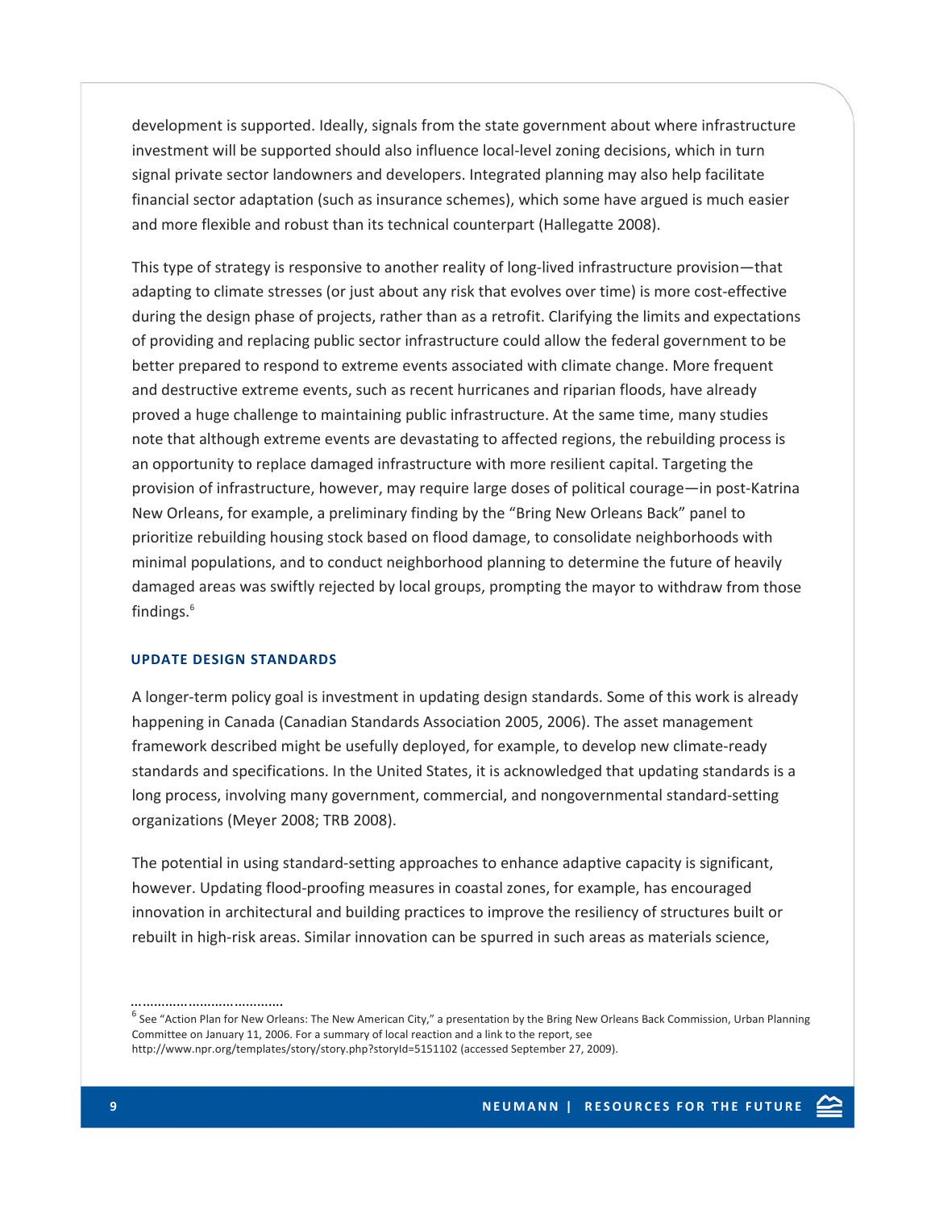development is supported. Ideally, signals from the state government about where infrastructure investment will be supported should also influence local-level zoning decisions, which in turn signal private sector landowners and developers. Integrated planning may also help facilitate financial sector adaptation (such as insurance schemes), which some have argued is much easier and more flexible and robust than its technical counterpart (Hallegatte 2008).

This type of strategy is responsive to another reality of long-lived infrastructure provision—that adapting to climate stresses (or just about any risk that evolves over time) is more cost-effective during the design phase of projects, rather than as a retrofit. Clarifying the limits and expectations of providing and replacing public sector infrastructure could allow the federal government to be better prepared to respond to extreme events associated with climate change. More frequent and destructive extreme events, such as recent hurricanes and riparian floods, have already proved a huge challenge to maintaining public infrastructure. At the same time, many studies note that although extreme events are devastating to affected regions, the rebuilding process is an opportunity to replace damaged infrastructure with more resilient capital. Targeting the provision of infrastructure, however, may require large doses of political courage—in post-Katrina New Orleans, for example, a preliminary finding by the "Bring New Orleans Back" panel to prioritize rebuilding housing stock based on flood damage, to consolidate neighborhoods with minimal populations, and to conduct neighborhood planning to determine the future of heavily damaged areas was swiftly rejected by local groups, prompting the mayor to withdraw from those findings.[6]

### UPDATE DESIGN STANDARDS

A longer-term policy goal is investment in updating design standards. Some of this work is already happening in Canada (Canadian Standards Association 2005, 2006). The asset management framework described might be usefully deployed, for example, to develop new climate-ready standards and specifications. In the United States, it is acknowledged that updating standards is a long process, involving many government, commercial, and nongovernmental standard-setting organizations (Meyer 2008; TRB 2008).

The potential in using standard-setting approaches to enhance adaptive capacity is significant, however. Updating flood-proofing measures in coastal zones, for example, has encouraged innovation in architectural and building practices to improve the resiliency of structures built or rebuilt in high-risk areas. Similar innovation can be spurred in such areas as materials science,

---

[6] See "Action Plan for New Orleans: The New American City," a presentation by the Bring New Orleans Back Commission, Urban Planning Committee on January 11, 2006. For a summary of local reaction and a link to the report, see http://www.npr.org/templates/story/story.php?storyId=5151102 (accessed September 27, 2009).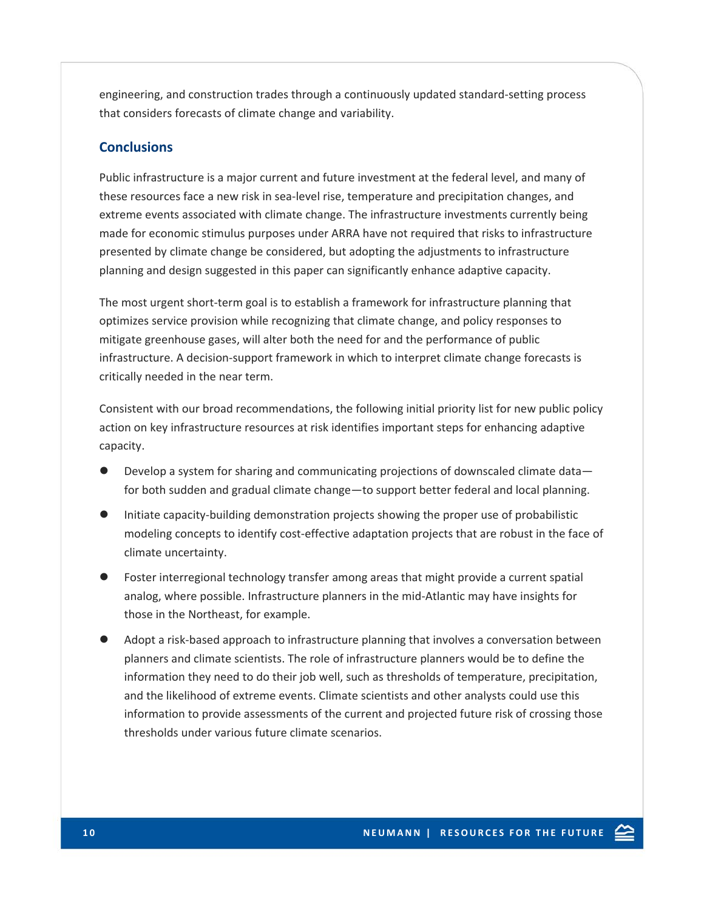engineering, and construction trades through a continuously updated standard-setting process that considers forecasts of climate change and variability.

## Conclusions

Public infrastructure is a major current and future investment at the federal level, and many of these resources face a new risk in sea-level rise, temperature and precipitation changes, and extreme events associated with climate change. The infrastructure investments currently being made for economic stimulus purposes under ARRA have not required that risks to infrastructure presented by climate change be considered, but adopting the adjustments to infrastructure planning and design suggested in this paper can significantly enhance adaptive capacity.

The most urgent short-term goal is to establish a framework for infrastructure planning that optimizes service provision while recognizing that climate change, and policy responses to mitigate greenhouse gases, will alter both the need for and the performance of public infrastructure. A decision-support framework in which to interpret climate change forecasts is critically needed in the near term.

Consistent with our broad recommendations, the following initial priority list for new public policy action on key infrastructure resources at risk identifies important steps for enhancing adaptive capacity.

- Develop a system for sharing and communicating projections of downscaled climate data—for both sudden and gradual climate change—to support better federal and local planning.
- Initiate capacity-building demonstration projects showing the proper use of probabilistic modeling concepts to identify cost-effective adaptation projects that are robust in the face of climate uncertainty.
- Foster interregional technology transfer among areas that might provide a current spatial analog, where possible. Infrastructure planners in the mid-Atlantic may have insights for those in the Northeast, for example.
- Adopt a risk-based approach to infrastructure planning that involves a conversation between planners and climate scientists. The role of infrastructure planners would be to define the information they need to do their job well, such as thresholds of temperature, precipitation, and the likelihood of extreme events. Climate scientists and other analysts could use this information to provide assessments of the current and projected future risk of crossing those thresholds under various future climate scenarios.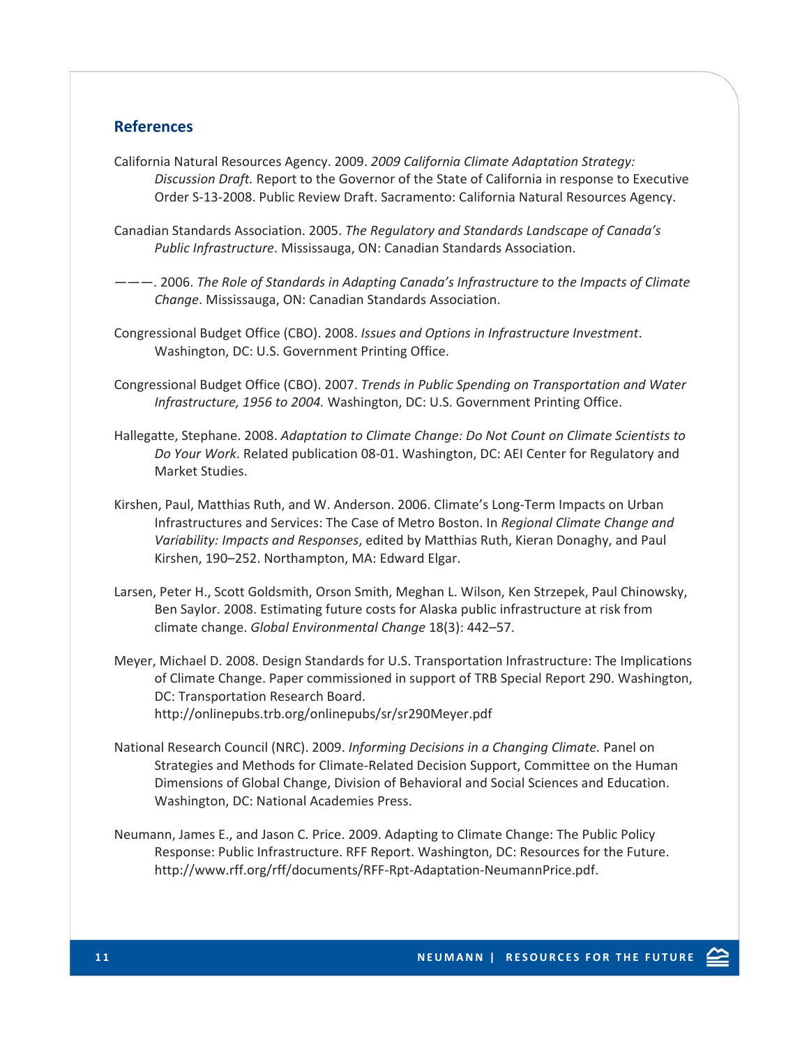## References

California Natural Resources Agency. 2009. *2009 California Climate Adaptation Strategy: Discussion Draft.* Report to the Governor of the State of California in response to Executive Order S-13-2008. Public Review Draft. Sacramento: California Natural Resources Agency.

Canadian Standards Association. 2005. *The Regulatory and Standards Landscape of Canada's Public Infrastructure*. Mississauga, ON: Canadian Standards Association.

———. 2006. *The Role of Standards in Adapting Canada's Infrastructure to the Impacts of Climate Change*. Mississauga, ON: Canadian Standards Association.

Congressional Budget Office (CBO). 2008. *Issues and Options in Infrastructure Investment*. Washington, DC: U.S. Government Printing Office.

Congressional Budget Office (CBO). 2007. *Trends in Public Spending on Transportation and Water Infrastructure, 1956 to 2004.* Washington, DC: U.S. Government Printing Office.

Hallegatte, Stephane. 2008. *Adaptation to Climate Change: Do Not Count on Climate Scientists to Do Your Work*. Related publication 08-01. Washington, DC: AEI Center for Regulatory and Market Studies.

Kirshen, Paul, Matthias Ruth, and W. Anderson. 2006. Climate's Long-Term Impacts on Urban Infrastructures and Services: The Case of Metro Boston. In *Regional Climate Change and Variability: Impacts and Responses*, edited by Matthias Ruth, Kieran Donaghy, and Paul Kirshen, 190–252. Northampton, MA: Edward Elgar.

Larsen, Peter H., Scott Goldsmith, Orson Smith, Meghan L. Wilson, Ken Strzepek, Paul Chinowsky, Ben Saylor. 2008. Estimating future costs for Alaska public infrastructure at risk from climate change. *Global Environmental Change* 18(3): 442–57.

Meyer, Michael D. 2008. Design Standards for U.S. Transportation Infrastructure: The Implications of Climate Change. Paper commissioned in support of TRB Special Report 290. Washington, DC: Transportation Research Board. http://onlinepubs.trb.org/onlinepubs/sr/sr290Meyer.pdf

National Research Council (NRC). 2009. *Informing Decisions in a Changing Climate.* Panel on Strategies and Methods for Climate-Related Decision Support, Committee on the Human Dimensions of Global Change, Division of Behavioral and Social Sciences and Education. Washington, DC: National Academies Press.

Neumann, James E., and Jason C. Price. 2009. Adapting to Climate Change: The Public Policy Response: Public Infrastructure. RFF Report. Washington, DC: Resources for the Future. http://www.rff.org/rff/documents/RFF-Rpt-Adaptation-NeumannPrice.pdf.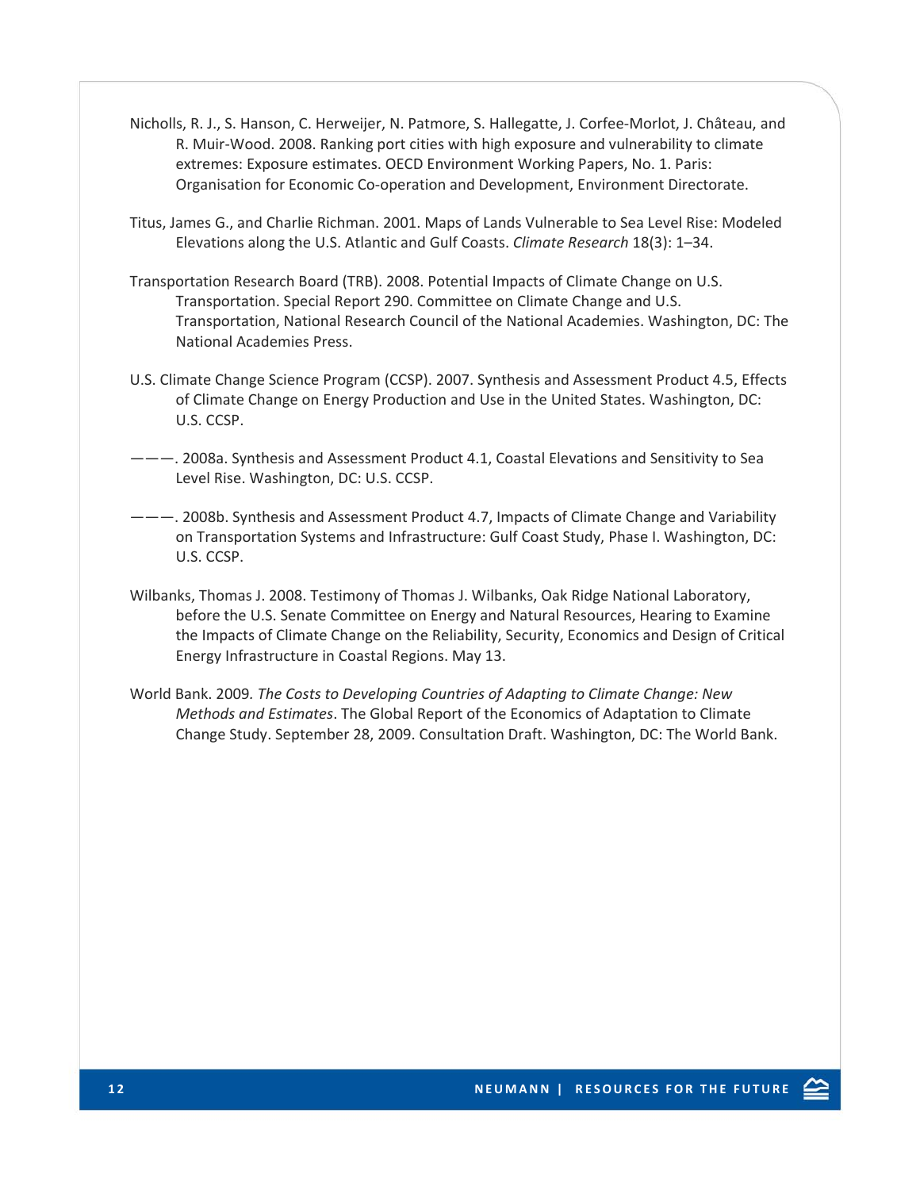Nicholls, R. J., S. Hanson, C. Herweijer, N. Patmore, S. Hallegatte, J. Corfee-Morlot, J. Château, and R. Muir-Wood. 2008. Ranking port cities with high exposure and vulnerability to climate extremes: Exposure estimates. OECD Environment Working Papers, No. 1. Paris: Organisation for Economic Co-operation and Development, Environment Directorate.

Titus, James G., and Charlie Richman. 2001. Maps of Lands Vulnerable to Sea Level Rise: Modeled Elevations along the U.S. Atlantic and Gulf Coasts. *Climate Research* 18(3): 1–34.

Transportation Research Board (TRB). 2008. Potential Impacts of Climate Change on U.S. Transportation. Special Report 290. Committee on Climate Change and U.S. Transportation, National Research Council of the National Academies. Washington, DC: The National Academies Press.

U.S. Climate Change Science Program (CCSP). 2007. Synthesis and Assessment Product 4.5, Effects of Climate Change on Energy Production and Use in the United States. Washington, DC: U.S. CCSP.

———. 2008a. Synthesis and Assessment Product 4.1, Coastal Elevations and Sensitivity to Sea Level Rise. Washington, DC: U.S. CCSP.

———. 2008b. Synthesis and Assessment Product 4.7, Impacts of Climate Change and Variability on Transportation Systems and Infrastructure: Gulf Coast Study, Phase I. Washington, DC: U.S. CCSP.

Wilbanks, Thomas J. 2008. Testimony of Thomas J. Wilbanks, Oak Ridge National Laboratory, before the U.S. Senate Committee on Energy and Natural Resources, Hearing to Examine the Impacts of Climate Change on the Reliability, Security, Economics and Design of Critical Energy Infrastructure in Coastal Regions. May 13.

World Bank. 2009. *The Costs to Developing Countries of Adapting to Climate Change: New Methods and Estimates*. The Global Report of the Economics of Adaptation to Climate Change Study. September 28, 2009. Consultation Draft. Washington, DC: The World Bank.